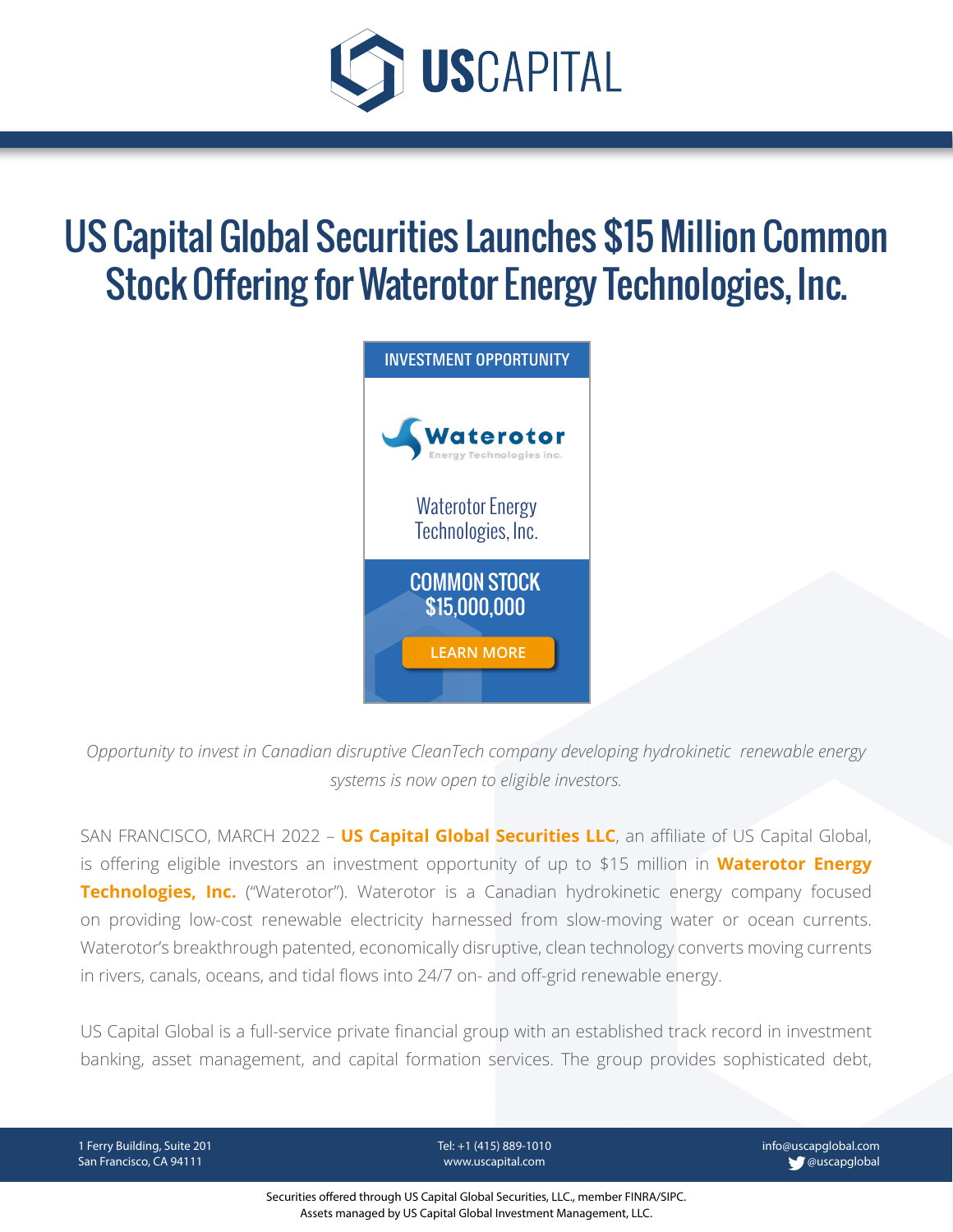# US Capital Global Securities Launches $15 Million Common Stock Offering for Waterotor Energy Technologies, Inc.

INVESTMENT OPPORTUNITY

Waterotor Energy Technologies inc.

Waterotor Energy Technologies, Inc.

COMMON STOCK
$15,000,000

LEARN MORE

*Opportunity to invest in Canadian disruptive CleanTech company developing hydrokinetic renewable energy systems is now open to eligible investors.*

SAN FRANCISCO, MARCH 2022 – **US Capital Global Securities LLC**, an affiliate of US Capital Global, is offering eligible investors an investment opportunity of up to $15 million in **Waterotor Energy Technologies, Inc.** ("Waterotor"). Waterotor is a Canadian hydrokinetic energy company focused on providing low-cost renewable electricity harnessed from slow-moving water or ocean currents. Waterotor's breakthrough patented, economically disruptive, clean technology converts moving currents in rivers, canals, oceans, and tidal flows into 24/7 on- and off-grid renewable energy.

US Capital Global is a full-service private financial group with an established track record in investment banking, asset management, and capital formation services. The group provides sophisticated debt,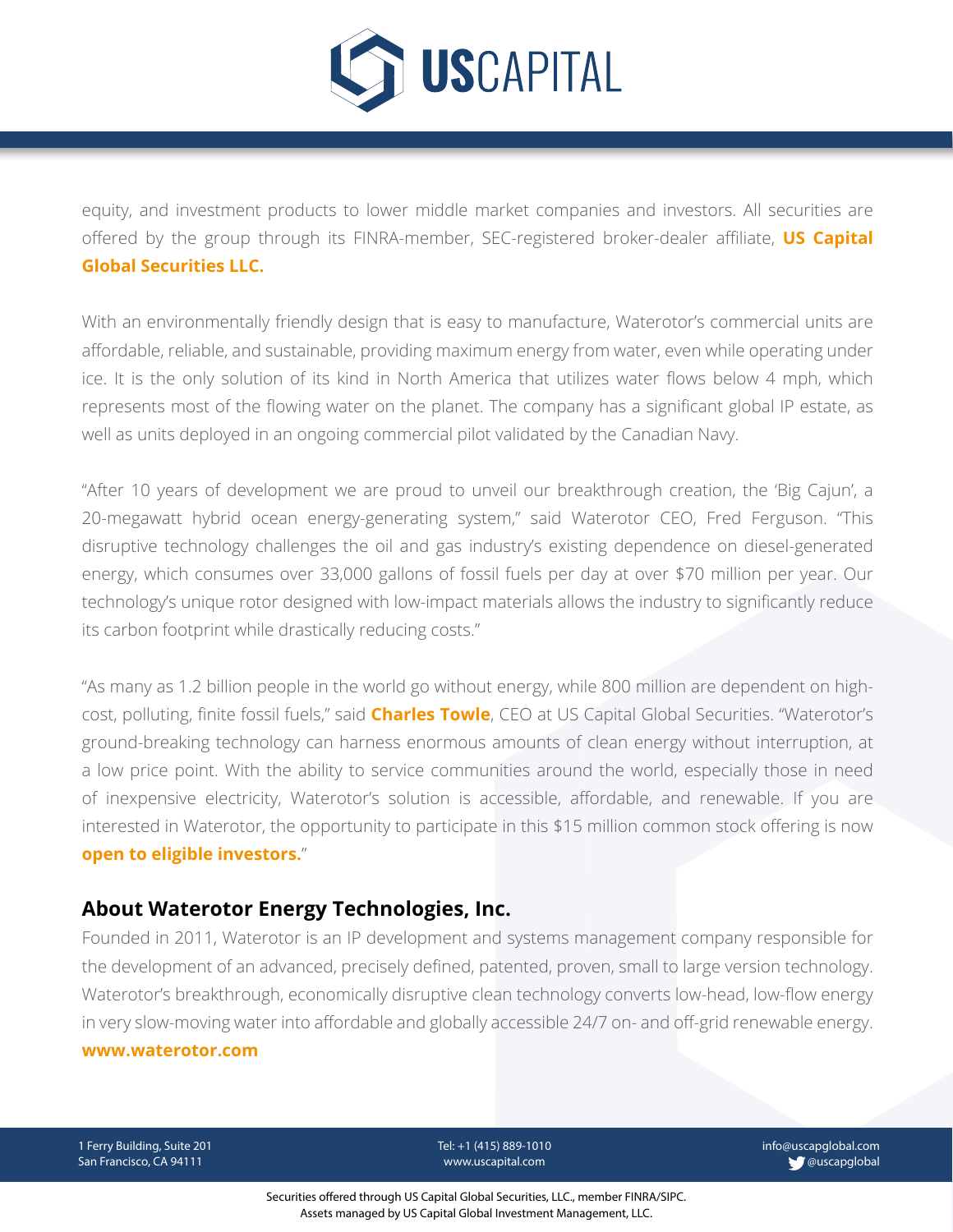equity, and investment products to lower middle market companies and investors. All securities are offered by the group through its FINRA-member, SEC-registered broker-dealer affiliate, **US Capital Global Securities LLC.**

With an environmentally friendly design that is easy to manufacture, Waterotor's commercial units are affordable, reliable, and sustainable, providing maximum energy from water, even while operating under ice. It is the only solution of its kind in North America that utilizes water flows below 4 mph, which represents most of the flowing water on the planet. The company has a significant global IP estate, as well as units deployed in an ongoing commercial pilot validated by the Canadian Navy.

"After 10 years of development we are proud to unveil our breakthrough creation, the 'Big Cajun', a 20-megawatt hybrid ocean energy-generating system," said Waterotor CEO, Fred Ferguson. "This disruptive technology challenges the oil and gas industry's existing dependence on diesel-generated energy, which consumes over 33,000 gallons of fossil fuels per day at over $70 million per year. Our technology's unique rotor designed with low-impact materials allows the industry to significantly reduce its carbon footprint while drastically reducing costs."

"As many as 1.2 billion people in the world go without energy, while 800 million are dependent on high-cost, polluting, finite fossil fuels," said **Charles Towle**, CEO at US Capital Global Securities. "Waterotor's ground-breaking technology can harness enormous amounts of clean energy without interruption, at a low price point. With the ability to service communities around the world, especially those in need of inexpensive electricity, Waterotor's solution is accessible, affordable, and renewable. If you are interested in Waterotor, the opportunity to participate in this $15 million common stock offering is now **open to eligible investors.**"

## About Waterotor Energy Technologies, Inc.

Founded in 2011, Waterotor is an IP development and systems management company responsible for the development of an advanced, precisely defined, patented, proven, small to large version technology. Waterotor's breakthrough, economically disruptive clean technology converts low-head, low-flow energy in very slow-moving water into affordable and globally accessible 24/7 on- and off-grid renewable energy. **www.waterotor.com**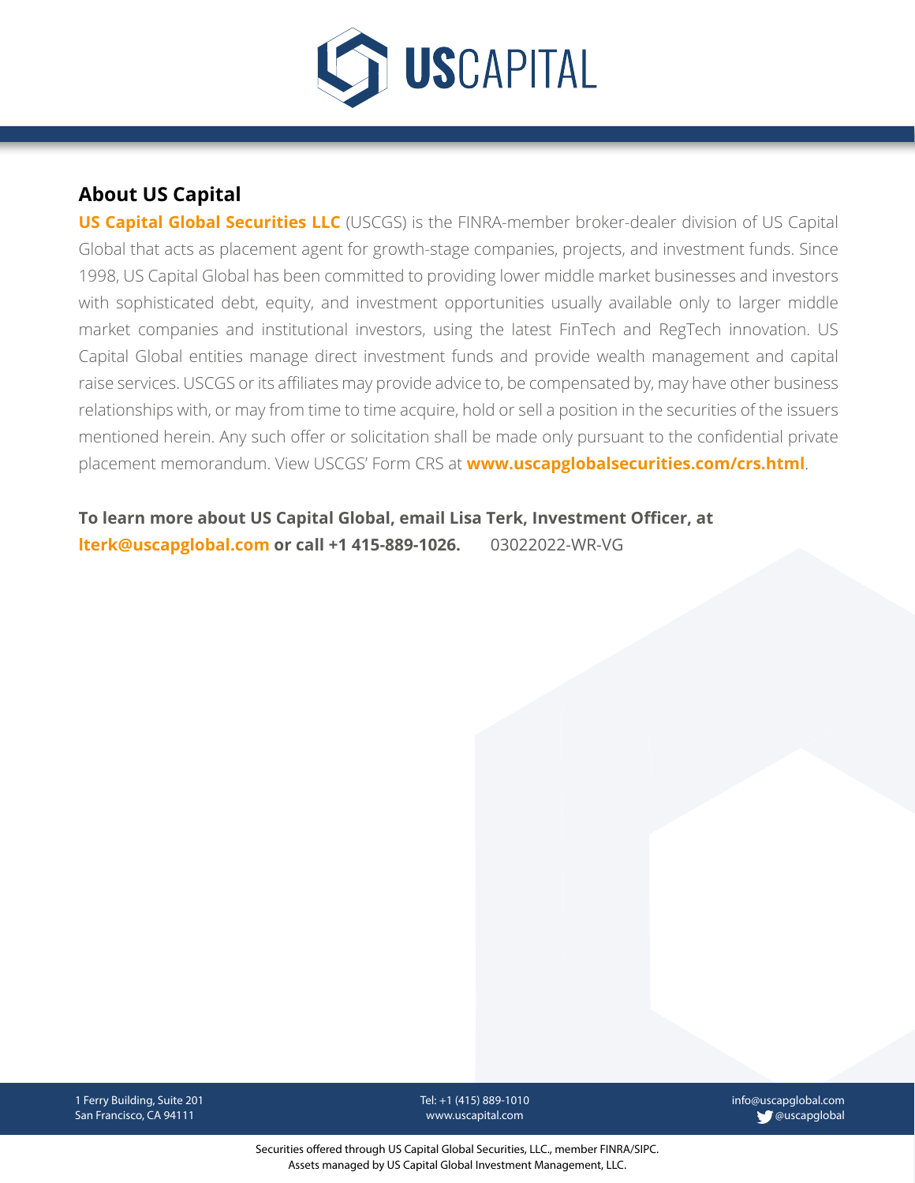## About US Capital

**US Capital Global Securities LLC** (USCGS) is the FINRA-member broker-dealer division of US Capital Global that acts as placement agent for growth-stage companies, projects, and investment funds. Since 1998, US Capital Global has been committed to providing lower middle market businesses and investors with sophisticated debt, equity, and investment opportunities usually available only to larger middle market companies and institutional investors, using the latest FinTech and RegTech innovation. US Capital Global entities manage direct investment funds and provide wealth management and capital raise services. USCGS or its affiliates may provide advice to, be compensated by, may have other business relationships with, or may from time to time acquire, hold or sell a position in the securities of the issuers mentioned herein. Any such offer or solicitation shall be made only pursuant to the confidential private placement memorandum. View USCGS' Form CRS at **www.uscapglobalsecurities.com/crs.html**.

**To learn more about US Capital Global, email Lisa Terk, Investment Officer, at lterk@uscapglobal.com or call +1 415-889-1026.** 03022022-WR-VG

1 Ferry Building, Suite 201
San Francisco, CA 94111

Tel: +1 (415) 889-1010
www.uscapital.com

info@uscapglobal.com
@uscapglobal

Securities offered through US Capital Global Securities, LLC., member FINRA/SIPC.
Assets managed by US Capital Global Investment Management, LLC.